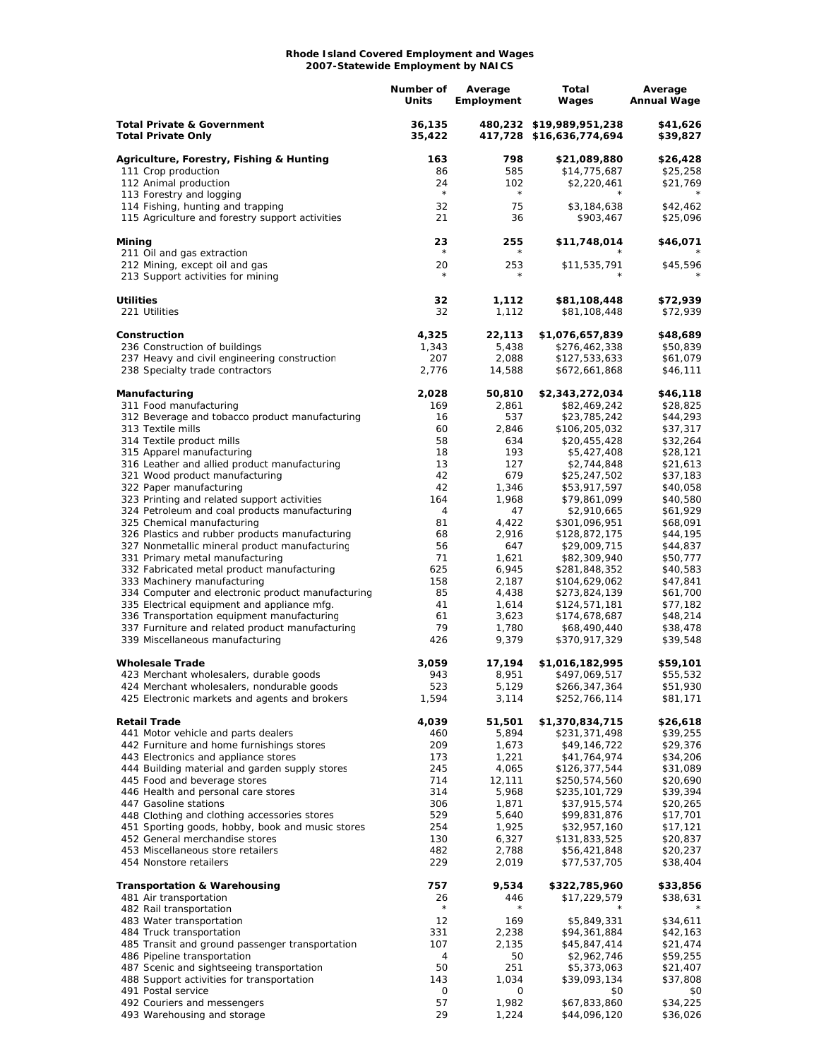# Rhode Island Covered Employment and Wages
## 2007-Statewide Employment by NAICS

| | Number of Units | Average Employment | Total Wages | Average Annual Wage |
|---|---|---|---|---|
| **Total Private & Government** | **36,135** | **480,232** | **$19,989,951,238** | **$41,626** |
| **Total Private Only** | **35,422** | **417,728** | **$16,636,774,694** | **$39,827** |
| | | | | |
| **Agriculture, Forestry, Fishing & Hunting** | **163** | **798** | **$21,089,880** | **$26,428** |
| 111 Crop production | 86 | 585 | $14,775,687 | $25,258 |
| 112 Animal production | 24 | 102 | $2,220,461 | $21,769 |
| 113 Forestry and logging | * | * | * | * |
| 114 Fishing, hunting and trapping | 32 | 75 | $3,184,638 | $42,462 |
| 115 Agriculture and forestry support activities | 21 | 36 | $903,467 | $25,096 |
| | | | | |
| **Mining** | **23** | **255** | **$11,748,014** | **$46,071** |
| 211 Oil and gas extraction | * | * | * | * |
| 212 Mining, except oil and gas | 20 | 253 | $11,535,791 | $45,596 |
| 213 Support activities for mining | * | * | * | * |
| | | | | |
| **Utilities** | **32** | **1,112** | **$81,108,448** | **$72,939** |
| 221 Utilities | 32 | 1,112 | $81,108,448 | $72,939 |
| | | | | |
| **Construction** | **4,325** | **22,113** | **$1,076,657,839** | **$48,689** |
| 236 Construction of buildings | 1,343 | 5,438 | $276,462,338 | $50,839 |
| 237 Heavy and civil engineering construction | 207 | 2,088 | $127,533,633 | $61,079 |
| 238 Specialty trade contractors | 2,776 | 14,588 | $672,661,868 | $46,111 |
| | | | | |
| **Manufacturing** | **2,028** | **50,810** | **$2,343,272,034** | **$46,118** |
| 311 Food manufacturing | 169 | 2,861 | $82,469,242 | $28,825 |
| 312 Beverage and tobacco product manufacturing | 16 | 537 | $23,785,242 | $44,293 |
| 313 Textile mills | 60 | 2,846 | $106,205,032 | $37,317 |
| 314 Textile product mills | 58 | 634 | $20,455,428 | $32,264 |
| 315 Apparel manufacturing | 18 | 193 | $5,427,408 | $28,121 |
| 316 Leather and allied product manufacturing | 13 | 127 | $2,744,848 | $21,613 |
| 321 Wood product manufacturing | 42 | 679 | $25,247,502 | $37,183 |
| 322 Paper manufacturing | 42 | 1,346 | $53,917,597 | $40,058 |
| 323 Printing and related support activities | 164 | 1,968 | $79,861,099 | $40,580 |
| 324 Petroleum and coal products manufacturing | 4 | 47 | $2,910,665 | $61,929 |
| 325 Chemical manufacturing | 81 | 4,422 | $301,096,951 | $68,091 |
| 326 Plastics and rubber products manufacturing | 68 | 2,916 | $128,872,175 | $44,195 |
| 327 Nonmetallic mineral product manufacturing | 56 | 647 | $29,009,715 | $44,837 |
| 331 Primary metal manufacturing | 71 | 1,621 | $82,309,940 | $50,777 |
| 332 Fabricated metal product manufacturing | 625 | 6,945 | $281,848,352 | $40,583 |
| 333 Machinery manufacturing | 158 | 2,187 | $104,629,062 | $47,841 |
| 334 Computer and electronic product manufacturing | 85 | 4,438 | $273,824,139 | $61,700 |
| 335 Electrical equipment and appliance mfg. | 41 | 1,614 | $124,571,181 | $77,182 |
| 336 Transportation equipment manufacturing | 61 | 3,623 | $174,678,687 | $48,214 |
| 337 Furniture and related product manufacturing | 79 | 1,780 | $68,490,440 | $38,478 |
| 339 Miscellaneous manufacturing | 426 | 9,379 | $370,917,329 | $39,548 |
| | | | | |
| **Wholesale Trade** | **3,059** | **17,194** | **$1,016,182,995** | **$59,101** |
| 423 Merchant wholesalers, durable goods | 943 | 8,951 | $497,069,517 | $55,532 |
| 424 Merchant wholesalers, nondurable goods | 523 | 5,129 | $266,347,364 | $51,930 |
| 425 Electronic markets and agents and brokers | 1,594 | 3,114 | $252,766,114 | $81,171 |
| | | | | |
| **Retail Trade** | **4,039** | **51,501** | **$1,370,834,715** | **$26,618** |
| 441 Motor vehicle and parts dealers | 460 | 5,894 | $231,371,498 | $39,255 |
| 442 Furniture and home furnishings stores | 209 | 1,673 | $49,146,722 | $29,376 |
| 443 Electronics and appliance stores | 173 | 1,221 | $41,764,974 | $34,206 |
| 444 Building material and garden supply stores | 245 | 4,065 | $126,377,544 | $31,089 |
| 445 Food and beverage stores | 714 | 12,111 | $250,574,560 | $20,690 |
| 446 Health and personal care stores | 314 | 5,968 | $235,101,729 | $39,394 |
| 447 Gasoline stations | 306 | 1,871 | $37,915,574 | $20,265 |
| 448 Clothing and clothing accessories stores | 529 | 5,640 | $99,831,876 | $17,701 |
| 451 Sporting goods, hobby, book and music stores | 254 | 1,925 | $32,957,160 | $17,121 |
| 452 General merchandise stores | 130 | 6,327 | $131,833,525 | $20,837 |
| 453 Miscellaneous store retailers | 482 | 2,788 | $56,421,848 | $20,237 |
| 454 Nonstore retailers | 229 | 2,019 | $77,537,705 | $38,404 |
| | | | | |
| **Transportation & Warehousing** | **757** | **9,534** | **$322,785,960** | **$33,856** |
| 481 Air transportation | 26 | 446 | $17,229,579 | $38,631 |
| 482 Rail transportation | * | * | * | * |
| 483 Water transportation | 12 | 169 | $5,849,331 | $34,611 |
| 484 Truck transportation | 331 | 2,238 | $94,361,884 | $42,163 |
| 485 Transit and ground passenger transportation | 107 | 2,135 | $45,847,414 | $21,474 |
| 486 Pipeline transportation | 4 | 50 | $2,962,746 | $59,255 |
| 487 Scenic and sightseeing transportation | 50 | 251 | $5,373,063 | $21,407 |
| 488 Support activities for transportation | 143 | 1,034 | $39,093,134 | $37,808 |
| 491 Postal service | 0 | 0 | $0 | $0 |
| 492 Couriers and messengers | 57 | 1,982 | $67,833,860 | $34,225 |
| 493 Warehousing and storage | 29 | 1,224 | $44,096,120 | $36,026 |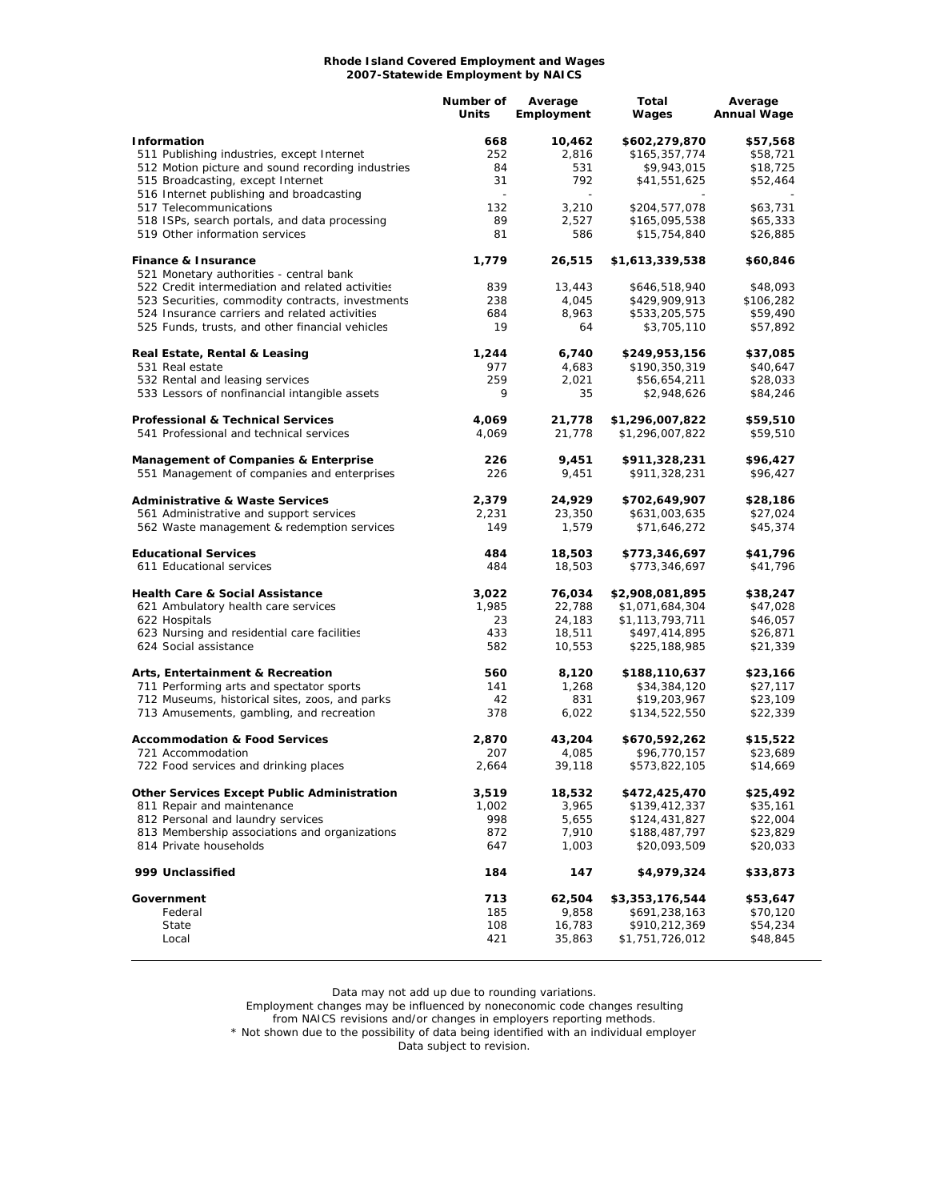**Rhode Island Covered Employment and Wages**
**2007-Statewide Employment by NAICS**

| | Number of Units | Average Employment | Total Wages | Average Annual Wage |
|---|---|---|---|---|
| **Information** | **668** | **10,462** | **$602,279,870** | **$57,568** |
| 511 Publishing industries, except Internet | 252 | 2,816 | $165,357,774 | $58,721 |
| 512 Motion picture and sound recording industries | 84 | 531 | $9,943,015 | $18,725 |
| 515 Broadcasting, except Internet | 31 | 792 | $41,551,625 | $52,464 |
| 516 Internet publishing and broadcasting | - | - | - | - |
| 517 Telecommunications | 132 | 3,210 | $204,577,078 | $63,731 |
| 518 ISPs, search portals, and data processing | 89 | 2,527 | $165,095,538 | $65,333 |
| 519 Other information services | 81 | 586 | $15,754,840 | $26,885 |
| **Finance & Insurance** | **1,779** | **26,515** | **$1,613,339,538** | **$60,846** |
| 521 Monetary authorities - central bank | | | | |
| 522 Credit intermediation and related activities | 839 | 13,443 | $646,518,940 | $48,093 |
| 523 Securities, commodity contracts, investments | 238 | 4,045 | $429,909,913 | $106,282 |
| 524 Insurance carriers and related activities | 684 | 8,963 | $533,205,575 | $59,490 |
| 525 Funds, trusts, and other financial vehicles | 19 | 64 | $3,705,110 | $57,892 |
| **Real Estate, Rental & Leasing** | **1,244** | **6,740** | **$249,953,156** | **$37,085** |
| 531 Real estate | 977 | 4,683 | $190,350,319 | $40,647 |
| 532 Rental and leasing services | 259 | 2,021 | $56,654,211 | $28,033 |
| 533 Lessors of nonfinancial intangible assets | 9 | 35 | $2,948,626 | $84,246 |
| **Professional & Technical Services** | **4,069** | **21,778** | **$1,296,007,822** | **$59,510** |
| 541 Professional and technical services | 4,069 | 21,778 | $1,296,007,822 | $59,510 |
| **Management of Companies & Enterprise** | **226** | **9,451** | **$911,328,231** | **$96,427** |
| 551 Management of companies and enterprises | 226 | 9,451 | $911,328,231 | $96,427 |
| **Administrative & Waste Services** | **2,379** | **24,929** | **$702,649,907** | **$28,186** |
| 561 Administrative and support services | 2,231 | 23,350 | $631,003,635 | $27,024 |
| 562 Waste management & redemption services | 149 | 1,579 | $71,646,272 | $45,374 |
| **Educational Services** | **484** | **18,503** | **$773,346,697** | **$41,796** |
| 611 Educational services | 484 | 18,503 | $773,346,697 | $41,796 |
| **Health Care & Social Assistance** | **3,022** | **76,034** | **$2,908,081,895** | **$38,247** |
| 621 Ambulatory health care services | 1,985 | 22,788 | $1,071,684,304 | $47,028 |
| 622 Hospitals | 23 | 24,183 | $1,113,793,711 | $46,057 |
| 623 Nursing and residential care facilities | 433 | 18,511 | $497,414,895 | $26,871 |
| 624 Social assistance | 582 | 10,553 | $225,188,985 | $21,339 |
| **Arts, Entertainment & Recreation** | **560** | **8,120** | **$188,110,637** | **$23,166** |
| 711 Performing arts and spectator sports | 141 | 1,268 | $34,384,120 | $27,117 |
| 712 Museums, historical sites, zoos, and parks | 42 | 831 | $19,203,967 | $23,109 |
| 713 Amusements, gambling, and recreation | 378 | 6,022 | $134,522,550 | $22,339 |
| **Accommodation & Food Services** | **2,870** | **43,204** | **$670,592,262** | **$15,522** |
| 721 Accommodation | 207 | 4,085 | $96,770,157 | $23,689 |
| 722 Food services and drinking places | 2,664 | 39,118 | $573,822,105 | $14,669 |
| **Other Services Except Public Administration** | **3,519** | **18,532** | **$472,425,470** | **$25,492** |
| 811 Repair and maintenance | 1,002 | 3,965 | $139,412,337 | $35,161 |
| 812 Personal and laundry services | 998 | 5,655 | $124,431,827 | $22,004 |
| 813 Membership associations and organizations | 872 | 7,910 | $188,487,797 | $23,829 |
| 814 Private households | 647 | 1,003 | $20,093,509 | $20,033 |
| **999 Unclassified** | **184** | **147** | **$4,979,324** | **$33,873** |
| **Government** | **713** | **62,504** | **$3,353,176,544** | **$53,647** |
| Federal | 185 | 9,858 | $691,238,163 | $70,120 |
| State | 108 | 16,783 | $910,212,369 | $54,234 |
| Local | 421 | 35,863 | $1,751,726,012 | $48,845 |

Data may not add up due to rounding variations.
Employment changes may be influenced by noneconomic code changes resulting from NAICS revisions and/or changes in employers reporting methods.
* Not shown due to the possibility of data being identified with an individual employer
Data subject to revision.